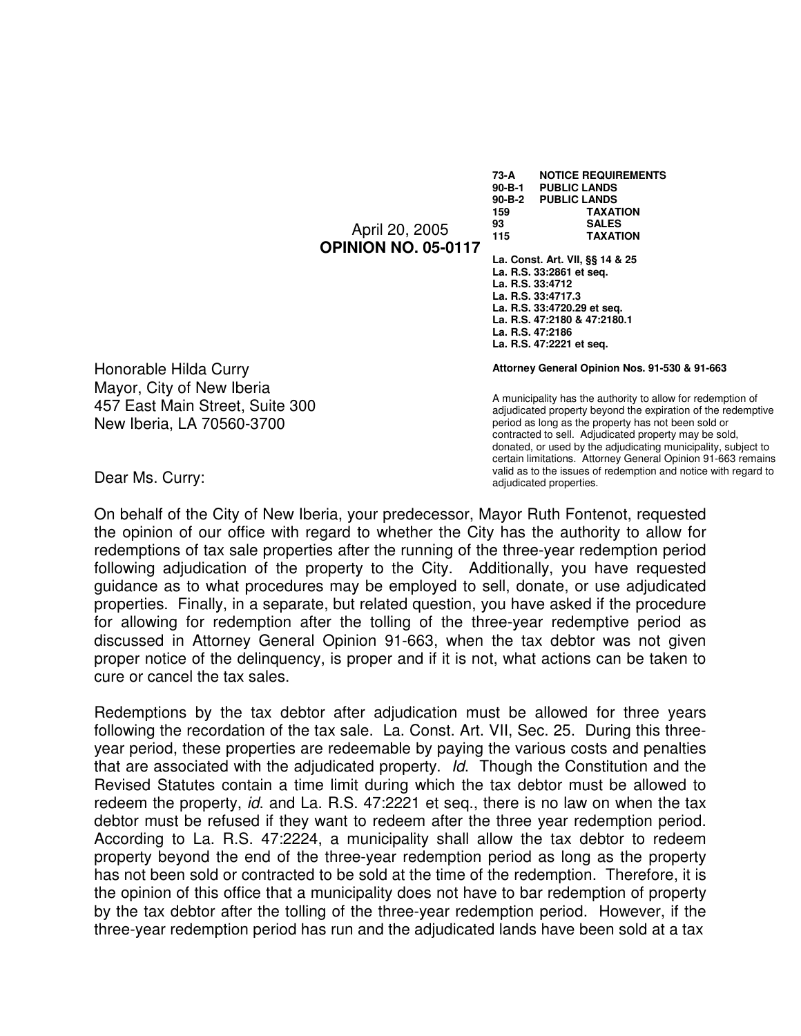April 20, 2005

**OPINION NO. 05-0117**

**73-A NOTICE REQUIREMENTS**
**90-B-1 PUBLIC LANDS**
**90-B-2 PUBLIC LANDS**
**159 TAXATION**
**93 SALES**
**115 TAXATION**

**La. Const. Art. VII, §§ 14 & 25**
**La. R.S. 33:2861 et seq.**
**La. R.S. 33:4712**
**La. R.S. 33:4717.3**
**La. R.S. 33:4720.29 et seq.**
**La. R.S. 47:2180 & 47:2180.1**
**La. R.S. 47:2186**
**La. R.S. 47:2221 et seq.**

**Attorney General Opinion Nos. 91-530 & 91-663**

A municipality has the authority to allow for redemption of adjudicated property beyond the expiration of the redemptive period as long as the property has not been sold or contracted to sell. Adjudicated property may be sold, donated, or used by the adjudicating municipality, subject to certain limitations. Attorney General Opinion 91-663 remains valid as to the issues of redemption and notice with regard to adjudicated properties.

Honorable Hilda Curry
Mayor, City of New Iberia
457 East Main Street, Suite 300
New Iberia, LA 70560-3700

Dear Ms. Curry:

On behalf of the City of New Iberia, your predecessor, Mayor Ruth Fontenot, requested the opinion of our office with regard to whether the City has the authority to allow for redemptions of tax sale properties after the running of the three-year redemption period following adjudication of the property to the City. Additionally, you have requested guidance as to what procedures may be employed to sell, donate, or use adjudicated properties. Finally, in a separate, but related question, you have asked if the procedure for allowing for redemption after the tolling of the three-year redemptive period as discussed in Attorney General Opinion 91-663, when the tax debtor was not given proper notice of the delinquency, is proper and if it is not, what actions can be taken to cure or cancel the tax sales.

Redemptions by the tax debtor after adjudication must be allowed for three years following the recordation of the tax sale. La. Const. Art. VII, Sec. 25. During this three-year period, these properties are redeemable by paying the various costs and penalties that are associated with the adjudicated property. *Id*. Though the Constitution and the Revised Statutes contain a time limit during which the tax debtor must be allowed to redeem the property, *id*. and La. R.S. 47:2221 et seq., there is no law on when the tax debtor must be refused if they want to redeem after the three year redemption period. According to La. R.S. 47:2224, a municipality shall allow the tax debtor to redeem property beyond the end of the three-year redemption period as long as the property has not been sold or contracted to be sold at the time of the redemption. Therefore, it is the opinion of this office that a municipality does not have to bar redemption of property by the tax debtor after the tolling of the three-year redemption period. However, if the three-year redemption period has run and the adjudicated lands have been sold at a tax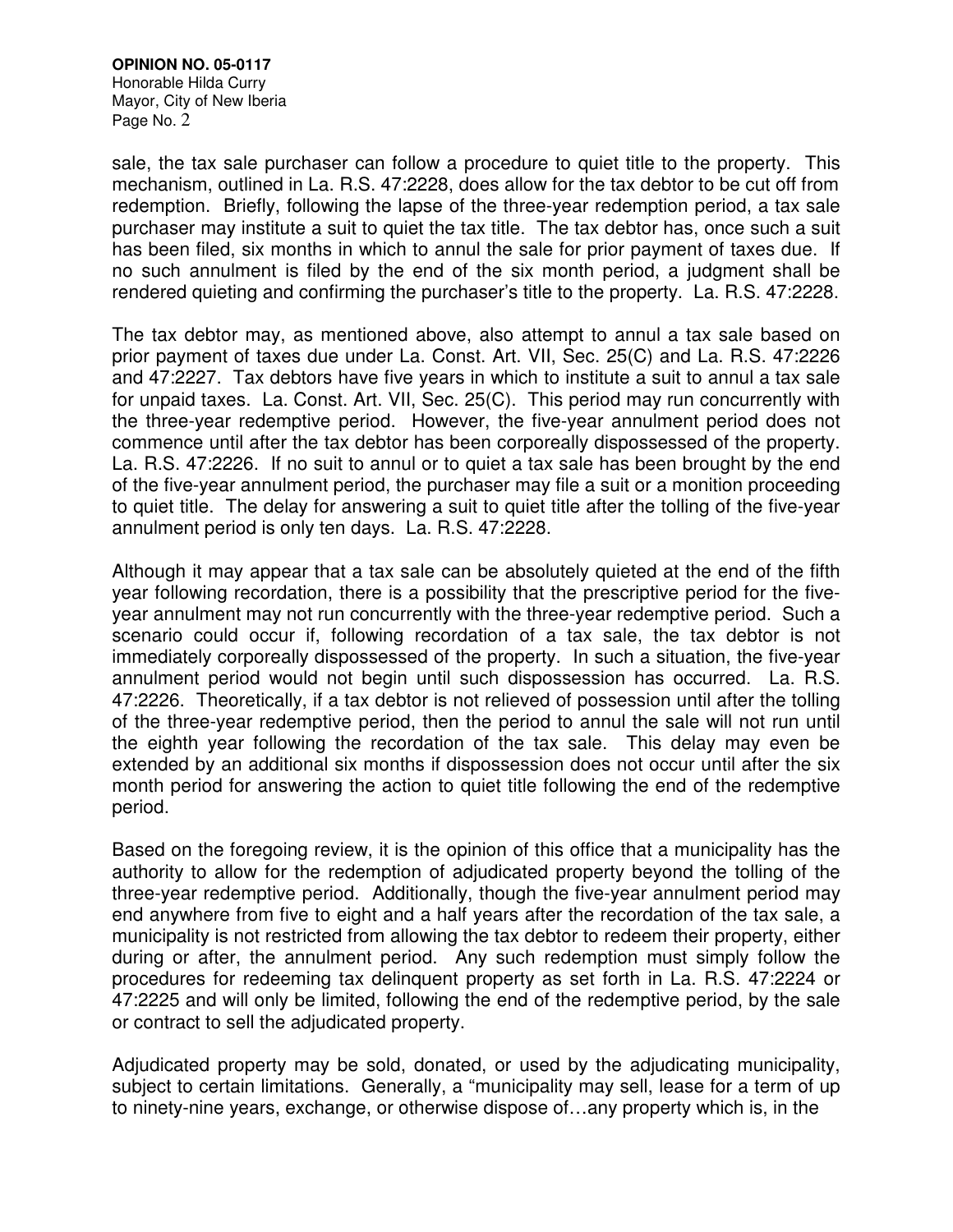sale, the tax sale purchaser can follow a procedure to quiet title to the property. This mechanism, outlined in La. R.S. 47:2228, does allow for the tax debtor to be cut off from redemption. Briefly, following the lapse of the three-year redemption period, a tax sale purchaser may institute a suit to quiet the tax title. The tax debtor has, once such a suit has been filed, six months in which to annul the sale for prior payment of taxes due. If no such annulment is filed by the end of the six month period, a judgment shall be rendered quieting and confirming the purchaser's title to the property. La. R.S. 47:2228.

The tax debtor may, as mentioned above, also attempt to annul a tax sale based on prior payment of taxes due under La. Const. Art. VII, Sec. 25(C) and La. R.S. 47:2226 and 47:2227. Tax debtors have five years in which to institute a suit to annul a tax sale for unpaid taxes. La. Const. Art. VII, Sec. 25(C). This period may run concurrently with the three-year redemptive period. However, the five-year annulment period does not commence until after the tax debtor has been corporeally dispossessed of the property. La. R.S. 47:2226. If no suit to annul or to quiet a tax sale has been brought by the end of the five-year annulment period, the purchaser may file a suit or a monition proceeding to quiet title. The delay for answering a suit to quiet title after the tolling of the five-year annulment period is only ten days. La. R.S. 47:2228.

Although it may appear that a tax sale can be absolutely quieted at the end of the fifth year following recordation, there is a possibility that the prescriptive period for the five-year annulment may not run concurrently with the three-year redemptive period. Such a scenario could occur if, following recordation of a tax sale, the tax debtor is not immediately corporeally dispossessed of the property. In such a situation, the five-year annulment period would not begin until such dispossession has occurred. La. R.S. 47:2226. Theoretically, if a tax debtor is not relieved of possession until after the tolling of the three-year redemptive period, then the period to annul the sale will not run until the eighth year following the recordation of the tax sale. This delay may even be extended by an additional six months if dispossession does not occur until after the six month period for answering the action to quiet title following the end of the redemptive period.

Based on the foregoing review, it is the opinion of this office that a municipality has the authority to allow for the redemption of adjudicated property beyond the tolling of the three-year redemptive period. Additionally, though the five-year annulment period may end anywhere from five to eight and a half years after the recordation of the tax sale, a municipality is not restricted from allowing the tax debtor to redeem their property, either during or after, the annulment period. Any such redemption must simply follow the procedures for redeeming tax delinquent property as set forth in La. R.S. 47:2224 or 47:2225 and will only be limited, following the end of the redemptive period, by the sale or contract to sell the adjudicated property.

Adjudicated property may be sold, donated, or used by the adjudicating municipality, subject to certain limitations. Generally, a "municipality may sell, lease for a term of up to ninety-nine years, exchange, or otherwise dispose of…any property which is, in the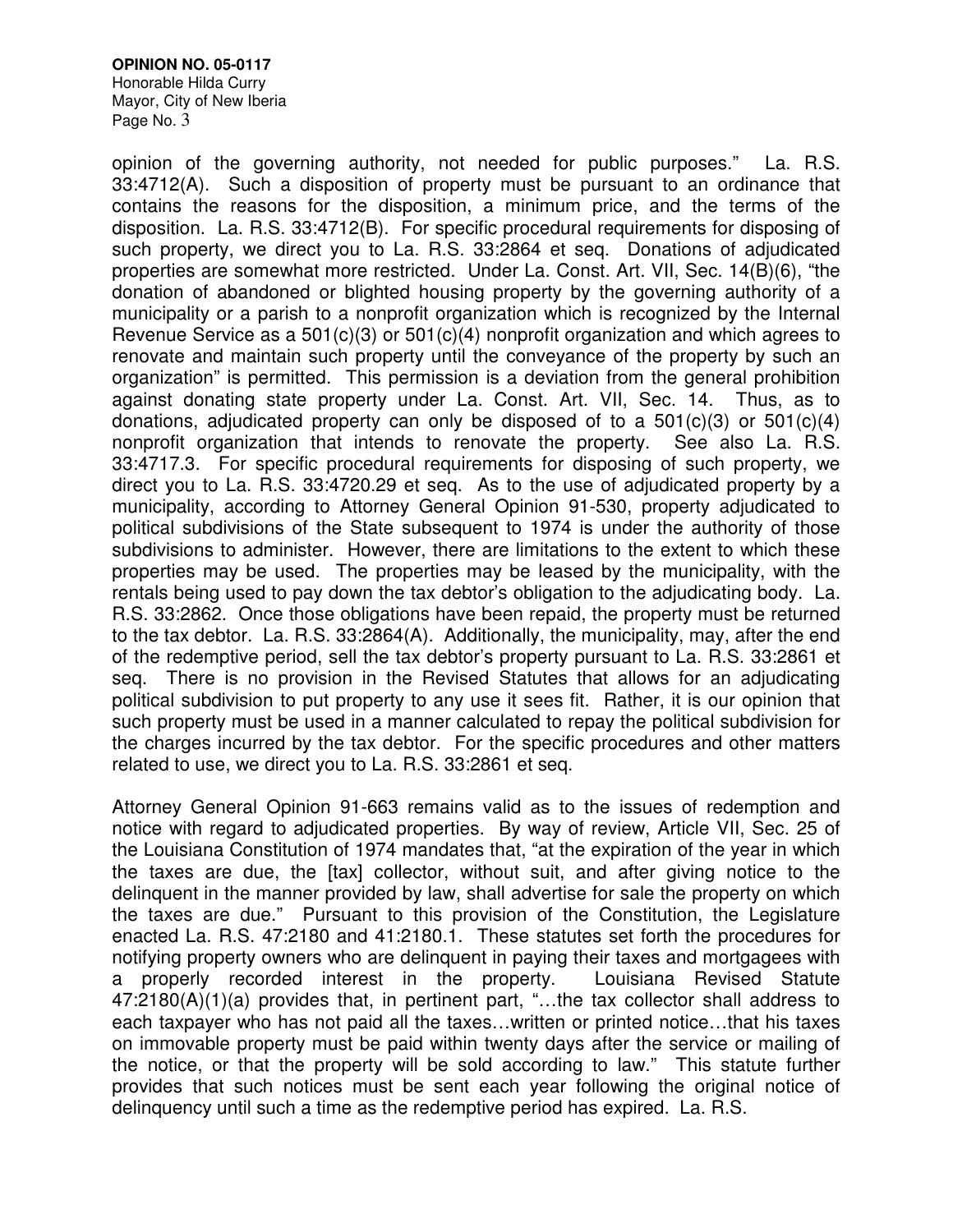opinion of the governing authority, not needed for public purposes." La. R.S. 33:4712(A). Such a disposition of property must be pursuant to an ordinance that contains the reasons for the disposition, a minimum price, and the terms of the disposition. La. R.S. 33:4712(B). For specific procedural requirements for disposing of such property, we direct you to La. R.S. 33:2864 et seq. Donations of adjudicated properties are somewhat more restricted. Under La. Const. Art. VII, Sec. 14(B)(6), "the donation of abandoned or blighted housing property by the governing authority of a municipality or a parish to a nonprofit organization which is recognized by the Internal Revenue Service as a 501(c)(3) or 501(c)(4) nonprofit organization and which agrees to renovate and maintain such property until the conveyance of the property by such an organization" is permitted. This permission is a deviation from the general prohibition against donating state property under La. Const. Art. VII, Sec. 14. Thus, as to donations, adjudicated property can only be disposed of to a 501(c)(3) or 501(c)(4) nonprofit organization that intends to renovate the property. See also La. R.S. 33:4717.3. For specific procedural requirements for disposing of such property, we direct you to La. R.S. 33:4720.29 et seq. As to the use of adjudicated property by a municipality, according to Attorney General Opinion 91-530, property adjudicated to political subdivisions of the State subsequent to 1974 is under the authority of those subdivisions to administer. However, there are limitations to the extent to which these properties may be used. The properties may be leased by the municipality, with the rentals being used to pay down the tax debtor's obligation to the adjudicating body. La. R.S. 33:2862. Once those obligations have been repaid, the property must be returned to the tax debtor. La. R.S. 33:2864(A). Additionally, the municipality, may, after the end of the redemptive period, sell the tax debtor's property pursuant to La. R.S. 33:2861 et seq. There is no provision in the Revised Statutes that allows for an adjudicating political subdivision to put property to any use it sees fit. Rather, it is our opinion that such property must be used in a manner calculated to repay the political subdivision for the charges incurred by the tax debtor. For the specific procedures and other matters related to use, we direct you to La. R.S. 33:2861 et seq.

Attorney General Opinion 91-663 remains valid as to the issues of redemption and notice with regard to adjudicated properties. By way of review, Article VII, Sec. 25 of the Louisiana Constitution of 1974 mandates that, "at the expiration of the year in which the taxes are due, the [tax] collector, without suit, and after giving notice to the delinquent in the manner provided by law, shall advertise for sale the property on which the taxes are due." Pursuant to this provision of the Constitution, the Legislature enacted La. R.S. 47:2180 and 41:2180.1. These statutes set forth the procedures for notifying property owners who are delinquent in paying their taxes and mortgagees with a properly recorded interest in the property. Louisiana Revised Statute 47:2180(A)(1)(a) provides that, in pertinent part, "…the tax collector shall address to each taxpayer who has not paid all the taxes…written or printed notice…that his taxes on immovable property must be paid within twenty days after the service or mailing of the notice, or that the property will be sold according to law." This statute further provides that such notices must be sent each year following the original notice of delinquency until such a time as the redemptive period has expired. La. R.S.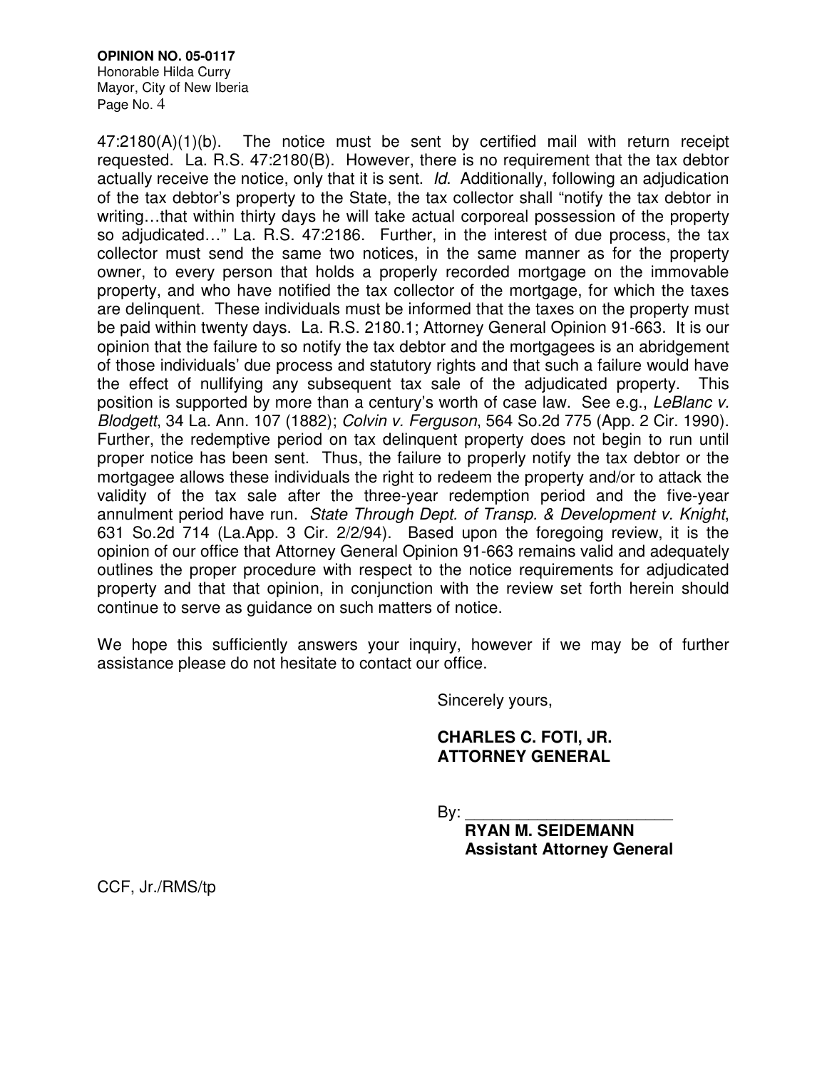47:2180(A)(1)(b). The notice must be sent by certified mail with return receipt requested. La. R.S. 47:2180(B). However, there is no requirement that the tax debtor actually receive the notice, only that it is sent. *Id*. Additionally, following an adjudication of the tax debtor's property to the State, the tax collector shall "notify the tax debtor in writing…that within thirty days he will take actual corporeal possession of the property so adjudicated…" La. R.S. 47:2186. Further, in the interest of due process, the tax collector must send the same two notices, in the same manner as for the property owner, to every person that holds a properly recorded mortgage on the immovable property, and who have notified the tax collector of the mortgage, for which the taxes are delinquent. These individuals must be informed that the taxes on the property must be paid within twenty days. La. R.S. 2180.1; Attorney General Opinion 91-663. It is our opinion that the failure to so notify the tax debtor and the mortgagees is an abridgement of those individuals' due process and statutory rights and that such a failure would have the effect of nullifying any subsequent tax sale of the adjudicated property. This position is supported by more than a century's worth of case law. See e.g., *LeBlanc v. Blodgett*, 34 La. Ann. 107 (1882); *Colvin v. Ferguson*, 564 So.2d 775 (App. 2 Cir. 1990). Further, the redemptive period on tax delinquent property does not begin to run until proper notice has been sent. Thus, the failure to properly notify the tax debtor or the mortgagee allows these individuals the right to redeem the property and/or to attack the validity of the tax sale after the three-year redemption period and the five-year annulment period have run. *State Through Dept. of Transp. & Development v. Knight*, 631 So.2d 714 (La.App. 3 Cir. 2/2/94). Based upon the foregoing review, it is the opinion of our office that Attorney General Opinion 91-663 remains valid and adequately outlines the proper procedure with respect to the notice requirements for adjudicated property and that that opinion, in conjunction with the review set forth herein should continue to serve as guidance on such matters of notice.

We hope this sufficiently answers your inquiry, however if we may be of further assistance please do not hesitate to contact our office.

Sincerely yours,

**CHARLES C. FOTI, JR.**
**ATTORNEY GENERAL**

By: \_\_\_\_\_\_\_\_\_\_\_\_\_\_\_\_\_\_\_\_\_\_\_
**RYAN M. SEIDEMANN**
**Assistant Attorney General**

CCF, Jr./RMS/tp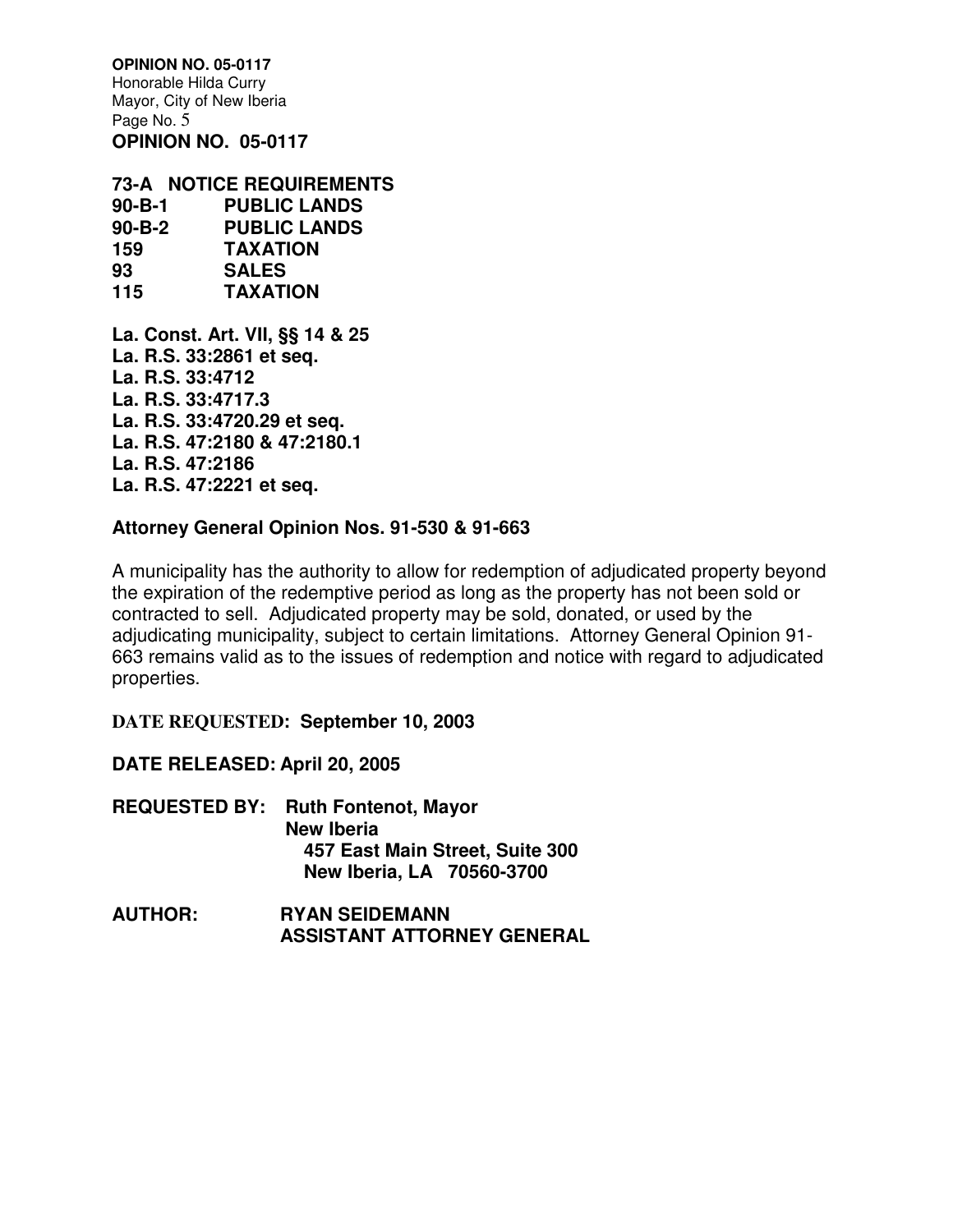**OPINION NO. 05-0117**

**73-A NOTICE REQUIREMENTS**
**90-B-1 PUBLIC LANDS**
**90-B-2 PUBLIC LANDS**
**159 TAXATION**
**93 SALES**
**115 TAXATION**

**La. Const. Art. VII, §§ 14 & 25**
**La. R.S. 33:2861 et seq.**
**La. R.S. 33:4712**
**La. R.S. 33:4717.3**
**La. R.S. 33:4720.29 et seq.**
**La. R.S. 47:2180 & 47:2180.1**
**La. R.S. 47:2186**
**La. R.S. 47:2221 et seq.**

**Attorney General Opinion Nos. 91-530 & 91-663**

A municipality has the authority to allow for redemption of adjudicated property beyond the expiration of the redemptive period as long as the property has not been sold or contracted to sell. Adjudicated property may be sold, donated, or used by the adjudicating municipality, subject to certain limitations. Attorney General Opinion 91-663 remains valid as to the issues of redemption and notice with regard to adjudicated properties.

**DATE REQUESTED: September 10, 2003**

**DATE RELEASED: April 20, 2005**

**REQUESTED BY: Ruth Fontenot, Mayor**
**New Iberia**
**457 East Main Street, Suite 300**
**New Iberia, LA 70560-3700**

**AUTHOR: RYAN SEIDEMANN**
**ASSISTANT ATTORNEY GENERAL**